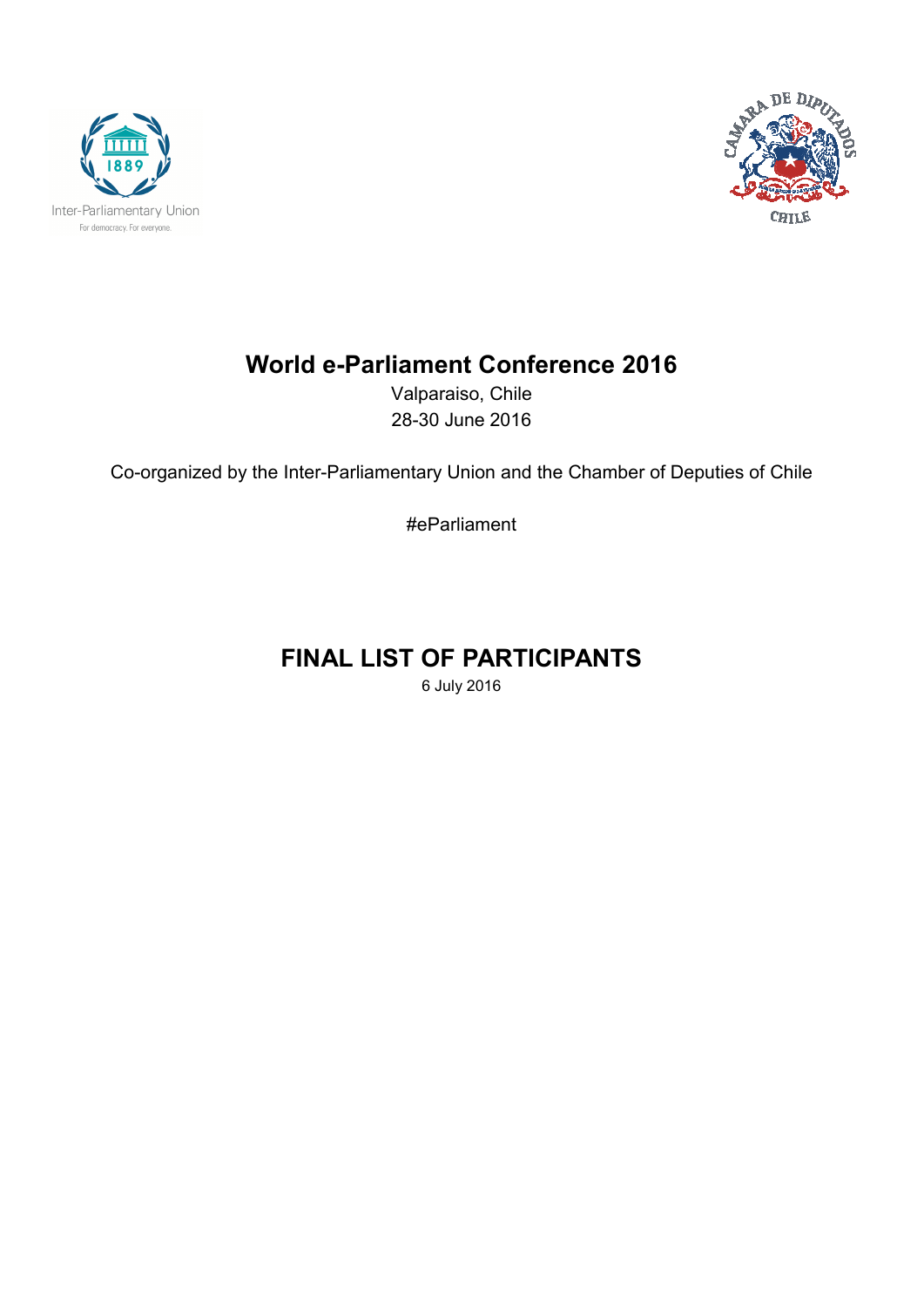# World e-Parliament Conference 2016

Valparaiso, Chile

28-30 June 2016

Co-organized by the Inter-Parliamentary Union and the Chamber of Deputies of Chile

#eParliament

# FINAL LIST OF PARTICIPANTS

6 July 2016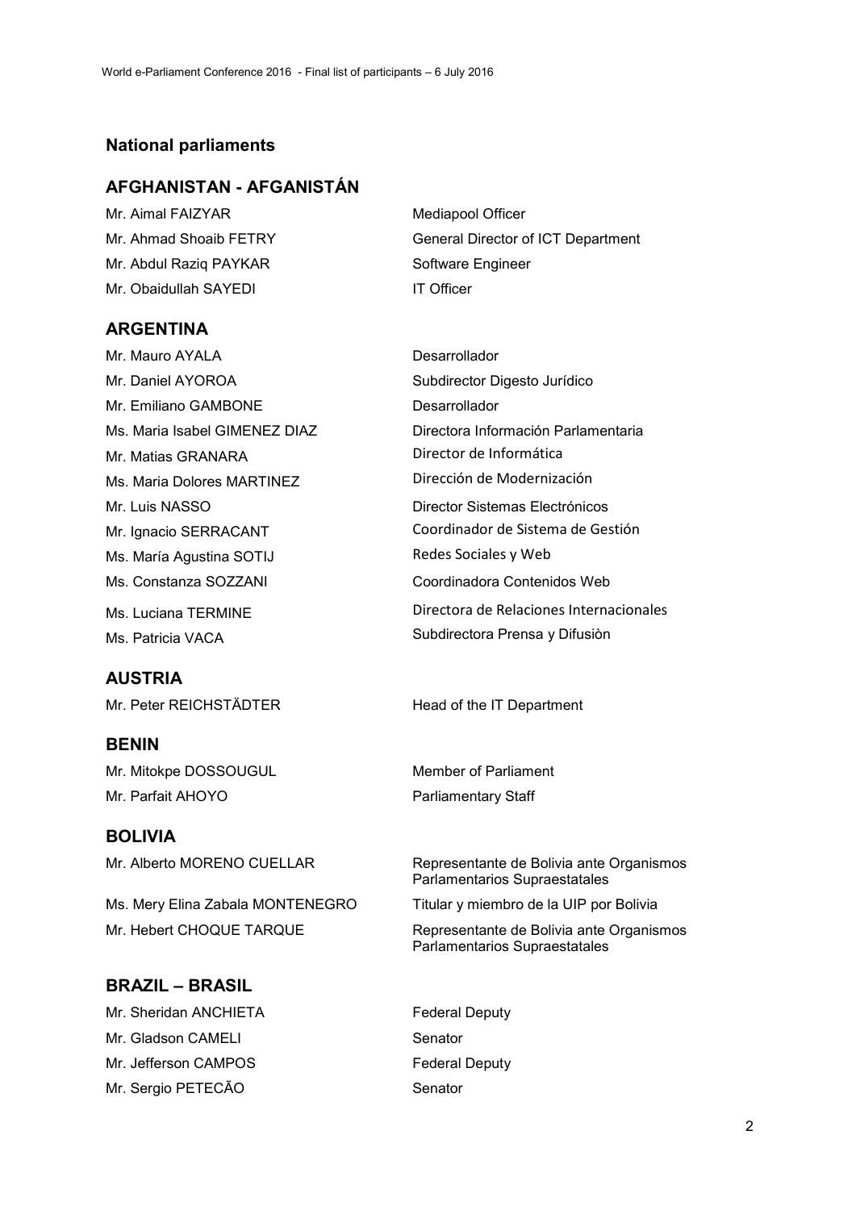## National parliaments

### AFGHANISTAN - AFGANISTÁN

| | |
|---|---|
| Mr. Aimal FAIZYAR | Mediapool Officer |
| Mr. Ahmad Shoaib FETRY | General Director of ICT Department |
| Mr. Abdul Raziq PAYKAR | Software Engineer |
| Mr. Obaidullah SAYEDI | IT Officer |

### ARGENTINA

| | |
|---|---|
| Mr. Mauro AYALA | Desarrollador |
| Mr. Daniel AYOROA | Subdirector Digesto Jurídico |
| Mr. Emiliano GAMBONE | Desarrollador |
| Ms. Maria Isabel GIMENEZ DIAZ | Directora Información Parlamentaria |
| Mr. Matias GRANARA | Director de Informática |
| Ms. Maria Dolores MARTINEZ | Dirección de Modernización |
| Mr. Luis NASSO | Director Sistemas Electrónicos |
| Mr. Ignacio SERRACANT | Coordinador de Sistema de Gestión |
| Ms. María Agustina SOTIJ | Redes Sociales y Web |
| Ms. Constanza SOZZANI | Coordinadora Contenidos Web |
| Ms. Luciana TERMINE | Directora de Relaciones Internacionales |
| Ms. Patricia VACA | Subdirectora Prensa y Difusiòn |

### AUSTRIA

| | |
|---|---|
| Mr. Peter REICHSTÄDTER | Head of the IT Department |

### BENIN

| | |
|---|---|
| Mr. Mitokpe DOSSOUGUL | Member of Parliament |
| Mr. Parfait AHOYO | Parliamentary Staff |

### BOLIVIA

| | |
|---|---|
| Mr. Alberto MORENO CUELLAR | Representante de Bolivia ante Organismos Parlamentarios Supraestatales |
| Ms. Mery Elina Zabala MONTENEGRO | Titular y miembro de la UIP por Bolivia |
| Mr. Hebert CHOQUE TARQUE | Representante de Bolivia ante Organismos Parlamentarios Supraestatales |

### BRAZIL – BRASIL

| | |
|---|---|
| Mr. Sheridan ANCHIETA | Federal Deputy |
| Mr. Gladson CAMELI | Senator |
| Mr. Jefferson CAMPOS | Federal Deputy |
| Mr. Sergio PETECÃO | Senator |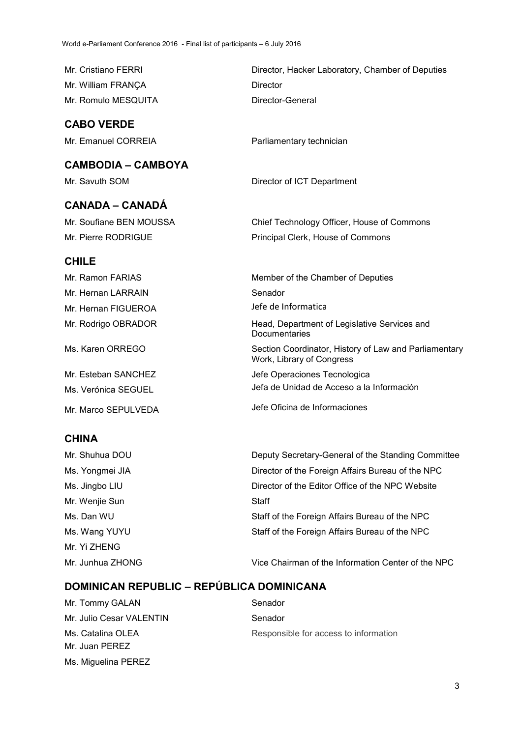| | |
|---|---|
| Mr. Cristiano FERRI | Director, Hacker Laboratory, Chamber of Deputies |
| Mr. William FRANÇA | Director |
| Mr. Romulo MESQUITA | Director-General |

## CABO VERDE

| | |
|---|---|
| Mr. Emanuel CORREIA | Parliamentary technician |

## CAMBODIA – CAMBOYA

| | |
|---|---|
| Mr. Savuth SOM | Director of ICT Department |

## CANADA – CANADÁ

| | |
|---|---|
| Mr. Soufiane BEN MOUSSA | Chief Technology Officer, House of Commons |
| Mr. Pierre RODRIGUE | Principal Clerk, House of Commons |

## CHILE

| | |
|---|---|
| Mr. Ramon FARIAS | Member of the Chamber of Deputies |
| Mr. Hernan LARRAIN | Senador |
| Mr. Hernan FIGUEROA | Jefe de Informatica |
| Mr. Rodrigo OBRADOR | Head, Department of Legislative Services and Documentaries |
| Ms. Karen ORREGO | Section Coordinator, History of Law and Parliamentary Work, Library of Congress |
| Mr. Esteban SANCHEZ | Jefe Operaciones Tecnologica |
| Ms. Verónica SEGUEL | Jefa de Unidad de Acceso a la Información |
| Mr. Marco SEPULVEDA | Jefe Oficina de Informaciones |

## CHINA

| | |
|---|---|
| Mr. Shuhua DOU | Deputy Secretary-General of the Standing Committee |
| Ms. Yongmei JIA | Director of the Foreign Affairs Bureau of the NPC |
| Ms. Jingbo LIU | Director of the Editor Office of the NPC Website |
| Mr. Wenjie Sun | Staff |
| Ms. Dan WU | Staff of the Foreign Affairs Bureau of the NPC |
| Ms. Wang YUYU | Staff of the Foreign Affairs Bureau of the NPC |
| Mr. Yi ZHENG | |
| Mr. Junhua ZHONG | Vice Chairman of the Information Center of the NPC |

## DOMINICAN REPUBLIC – REPÚBLICA DOMINICANA

| | |
|---|---|
| Mr. Tommy GALAN | Senador |
| Mr. Julio Cesar VALENTIN | Senador |
| Ms. Catalina OLEA | Responsible for access to information |
| Mr. Juan PEREZ | |
| Ms. Miguelina PEREZ | |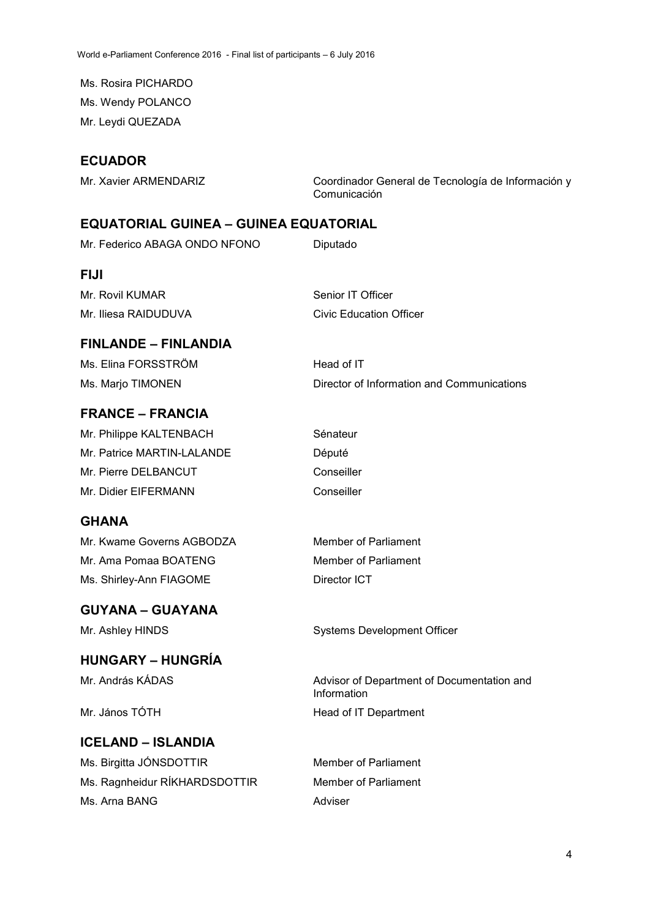Ms. Rosira PICHARDO

Ms. Wendy POLANCO

Mr. Leydi QUEZADA

## ECUADOR

| | |
|---|---|
| Mr. Xavier ARMENDARIZ | Coordinador General de Tecnología de Información y Comunicación |

## EQUATORIAL GUINEA – GUINEA EQUATORIAL

| | |
|---|---|
| Mr. Federico ABAGA ONDO NFONO | Diputado |

## FIJI

| | |
|---|---|
| Mr. Rovil KUMAR | Senior IT Officer |
| Mr. Iliesa RAIDUDUVA | Civic Education Officer |

## FINLANDE – FINLANDIA

| | |
|---|---|
| Ms. Elina FORSSTRÖM | Head of IT |
| Ms. Marjo TIMONEN | Director of Information and Communications |

## FRANCE – FRANCIA

| | |
|---|---|
| Mr. Philippe KALTENBACH | Sénateur |
| Mr. Patrice MARTIN-LALANDE | Député |
| Mr. Pierre DELBANCUT | Conseiller |
| Mr. Didier EIFERMANN | Conseiller |

## GHANA

| | |
|---|---|
| Mr. Kwame Governs AGBODZA | Member of Parliament |
| Mr. Ama Pomaa BOATENG | Member of Parliament |
| Ms. Shirley-Ann FIAGOME | Director ICT |

## GUYANA – GUAYANA

| | |
|---|---|
| Mr. Ashley HINDS | Systems Development Officer |

## HUNGARY – HUNGRÍA

| | |
|---|---|
| Mr. András KÁDAS | Advisor of Department of Documentation and Information |
| Mr. János TÓTH | Head of IT Department |

## ICELAND – ISLANDIA

| | |
|---|---|
| Ms. Birgitta JÓNSDOTTIR | Member of Parliament |
| Ms. Ragnheidur RÍKHARDSDOTTIR | Member of Parliament |
| Ms. Arna BANG | Adviser |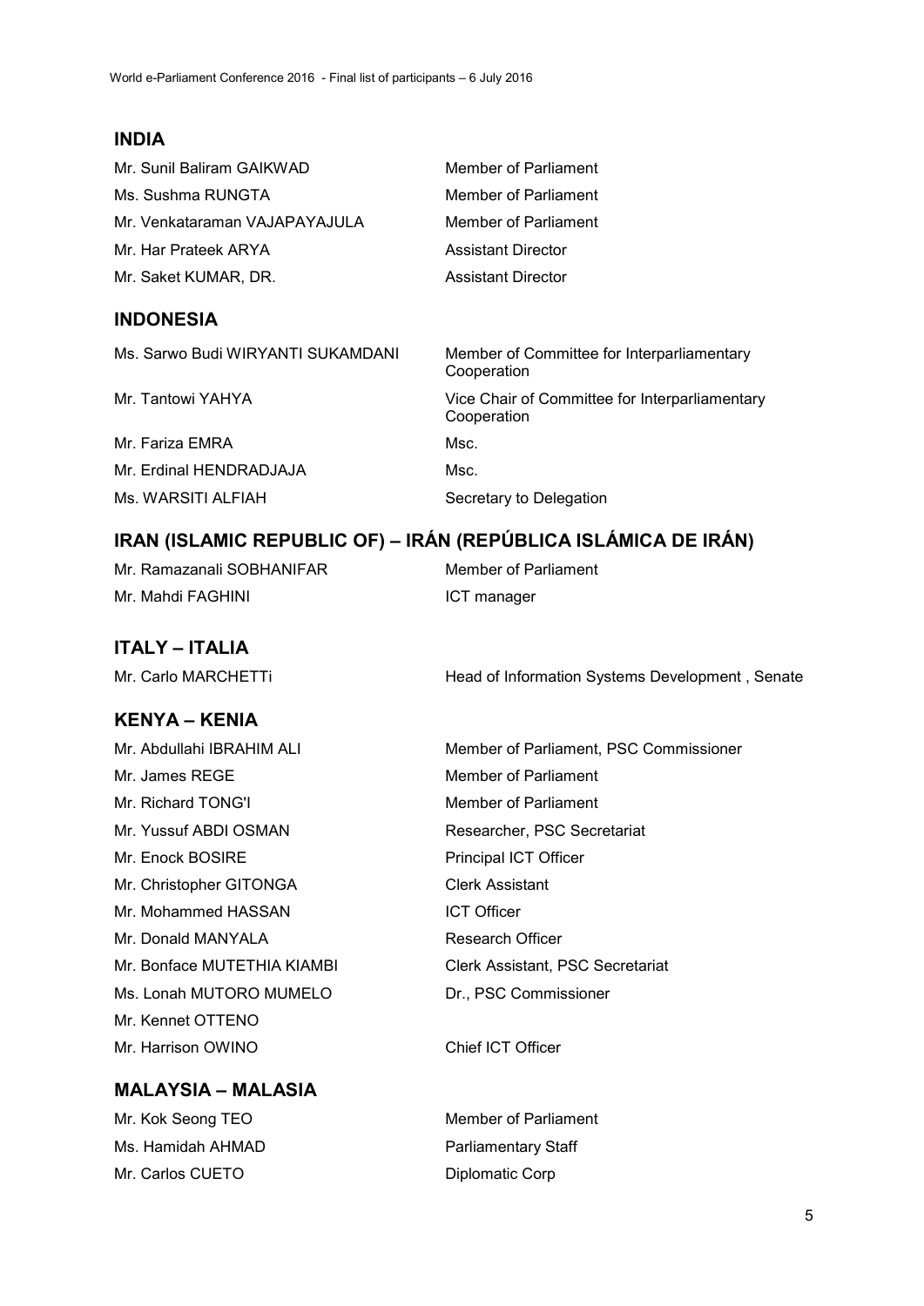## INDIA

| | |
|---|---|
| Mr. Sunil Baliram GAIKWAD | Member of Parliament |
| Ms. Sushma RUNGTA | Member of Parliament |
| Mr. Venkataraman VAJAPAYAJULA | Member of Parliament |
| Mr. Har Prateek ARYA | Assistant Director |
| Mr. Saket KUMAR, DR. | Assistant Director |

## INDONESIA

| | |
|---|---|
| Ms. Sarwo Budi WIRYANTI SUKAMDANI | Member of Committee for Interparliamentary Cooperation |
| Mr. Tantowi YAHYA | Vice Chair of Committee for Interparliamentary Cooperation |
| Mr. Fariza EMRA | Msc. |
| Mr. Erdinal HENDRADJAJA | Msc. |
| Ms. WARSITI ALFIAH | Secretary to Delegation |

## IRAN (ISLAMIC REPUBLIC OF) – IRÁN (REPÚBLICA ISLÁMICA DE IRÁN)

| | |
|---|---|
| Mr. Ramazanali SOBHANIFAR | Member of Parliament |
| Mr. Mahdi FAGHINI | ICT manager |

## ITALY – ITALIA

| | |
|---|---|
| Mr. Carlo MARCHETTi | Head of Information Systems Development , Senate |

## KENYA – KENIA

| | |
|---|---|
| Mr. Abdullahi IBRAHIM ALI | Member of Parliament, PSC Commissioner |
| Mr. James REGE | Member of Parliament |
| Mr. Richard TONG'I | Member of Parliament |
| Mr. Yussuf ABDI OSMAN | Researcher, PSC Secretariat |
| Mr. Enock BOSIRE | Principal ICT Officer |
| Mr. Christopher GITONGA | Clerk Assistant |
| Mr. Mohammed HASSAN | ICT Officer |
| Mr. Donald MANYALA | Research Officer |
| Mr. Bonface MUTETHIA KIAMBI | Clerk Assistant, PSC Secretariat |
| Ms. Lonah MUTORO MUMELO | Dr., PSC Commissioner |
| Mr. Kennet OTTENO | |
| Mr. Harrison OWINO | Chief ICT Officer |

## MALAYSIA – MALASIA

| | |
|---|---|
| Mr. Kok Seong TEO | Member of Parliament |
| Ms. Hamidah AHMAD | Parliamentary Staff |
| Mr. Carlos CUETO | Diplomatic Corp |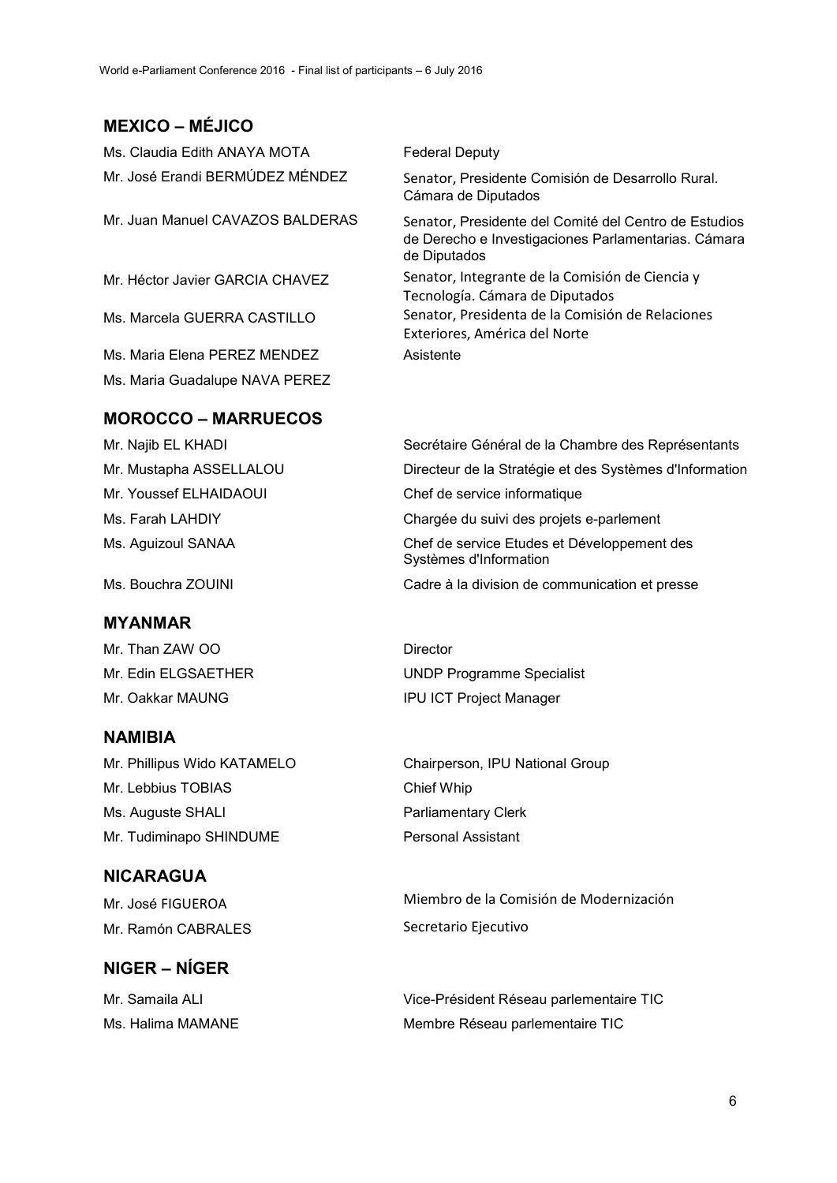## MEXICO – MÉJICO

| | |
|---|---|
| Ms. Claudia Edith ANAYA MOTA | Federal Deputy |
| Mr. José Erandi BERMÚDEZ MÉNDEZ | Senator, Presidente Comisión de Desarrollo Rural. Cámara de Diputados |
| Mr. Juan Manuel CAVAZOS BALDERAS | Senator, Presidente del Comité del Centro de Estudios de Derecho e Investigaciones Parlamentarias. Cámara de Diputados |
| Mr. Héctor Javier GARCIA CHAVEZ | Senator, Integrante de la Comisión de Ciencia y Tecnología. Cámara de Diputados |
| Ms. Marcela GUERRA CASTILLO | Senator, Presidenta de la Comisión de Relaciones Exteriores, América del Norte |
| Ms. Maria Elena PEREZ MENDEZ | Asistente |
| Ms. Maria Guadalupe NAVA PEREZ | |

## MOROCCO – MARRUECOS

| | |
|---|---|
| Mr. Najib EL KHADI | Secrétaire Général de la Chambre des Représentants |
| Mr. Mustapha ASSELLALOU | Directeur de la Stratégie et des Systèmes d'Information |
| Mr. Youssef ELHAIDAOUI | Chef de service informatique |
| Ms. Farah LAHDIY | Chargée du suivi des projets e-parlement |
| Ms. Aguizoul SANAA | Chef de service Etudes et Développement des Systèmes d'Information |
| Ms. Bouchra ZOUINI | Cadre à la division de communication et presse |

## MYANMAR

| | |
|---|---|
| Mr. Than ZAW OO | Director |
| Mr. Edin ELGSAETHER | UNDP Programme Specialist |
| Mr. Oakkar MAUNG | IPU ICT Project Manager |

## NAMIBIA

| | |
|---|---|
| Mr. Phillipus Wido KATAMELO | Chairperson, IPU National Group |
| Mr. Lebbius TOBIAS | Chief Whip |
| Ms. Auguste SHALI | Parliamentary Clerk |
| Mr. Tudiminapo SHINDUME | Personal Assistant |

## NICARAGUA

| | |
|---|---|
| Mr. José FIGUEROA | Miembro de la Comisión de Modernización |
| Mr. Ramón CABRALES | Secretario Ejecutivo |

## NIGER – NÍGER

| | |
|---|---|
| Mr. Samaila ALI | Vice-Président Réseau parlementaire TIC |
| Ms. Halima MAMANE | Membre Réseau parlementaire TIC |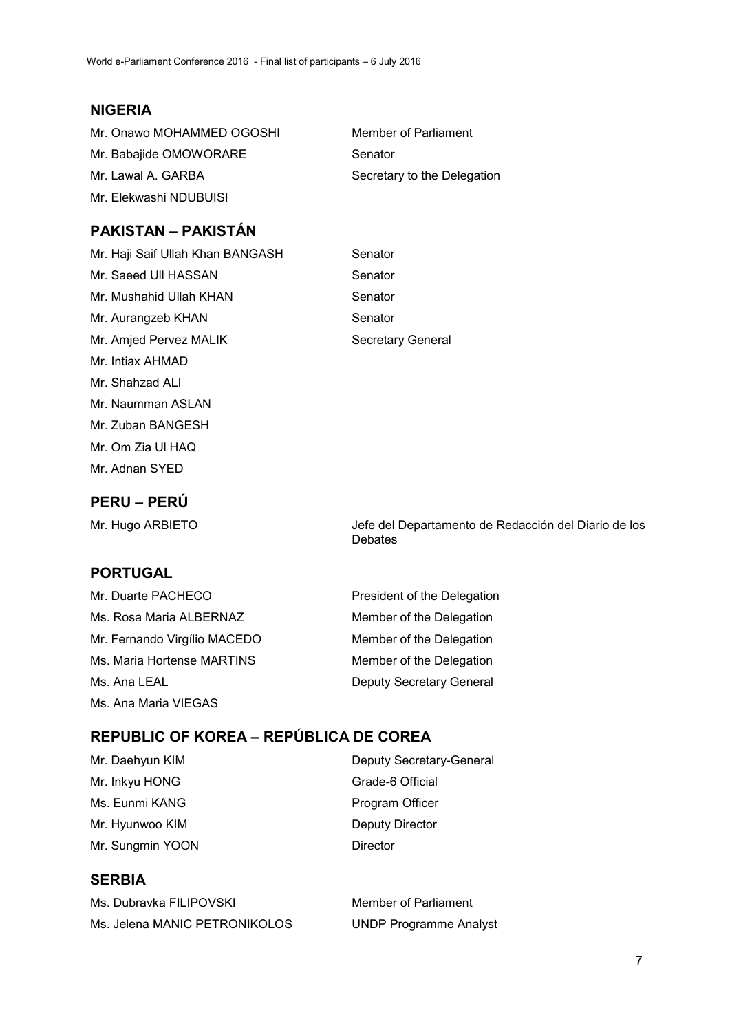## NIGERIA

| | |
|---|---|
| Mr. Onawo MOHAMMED OGOSHI | Member of Parliament |
| Mr. Babajide OMOWORARE | Senator |
| Mr. Lawal A. GARBA | Secretary to the Delegation |
| Mr. Elekwashi NDUBUISI | |

## PAKISTAN – PAKISTÁN

| | |
|---|---|
| Mr. Haji Saif Ullah Khan BANGASH | Senator |
| Mr. Saeed Ull HASSAN | Senator |
| Mr. Mushahid Ullah KHAN | Senator |
| Mr. Aurangzeb KHAN | Senator |
| Mr. Amjed Pervez MALIK | Secretary General |
| Mr. Intiax AHMAD | |
| Mr. Shahzad ALI | |
| Mr. Naumman ASLAN | |
| Mr. Zuban BANGESH | |
| Mr. Om Zia Ul HAQ | |
| Mr. Adnan SYED | |

## PERU – PERÚ

| | |
|---|---|
| Mr. Hugo ARBIETO | Jefe del Departamento de Redacción del Diario de los Debates |

## PORTUGAL

| | |
|---|---|
| Mr. Duarte PACHECO | President of the Delegation |
| Ms. Rosa Maria ALBERNAZ | Member of the Delegation |
| Mr. Fernando Virgílio MACEDO | Member of the Delegation |
| Ms. Maria Hortense MARTINS | Member of the Delegation |
| Ms. Ana LEAL | Deputy Secretary General |
| Ms. Ana Maria VIEGAS | |

## REPUBLIC OF KOREA – REPÚBLICA DE COREA

| | |
|---|---|
| Mr. Daehyun KIM | Deputy Secretary-General |
| Mr. Inkyu HONG | Grade-6 Official |
| Ms. Eunmi KANG | Program Officer |
| Mr. Hyunwoo KIM | Deputy Director |
| Mr. Sungmin YOON | Director |

## SERBIA

| | |
|---|---|
| Ms. Dubravka FILIPOVSKI | Member of Parliament |
| Ms. Jelena MANIC PETRONIKOLOS | UNDP Programme Analyst |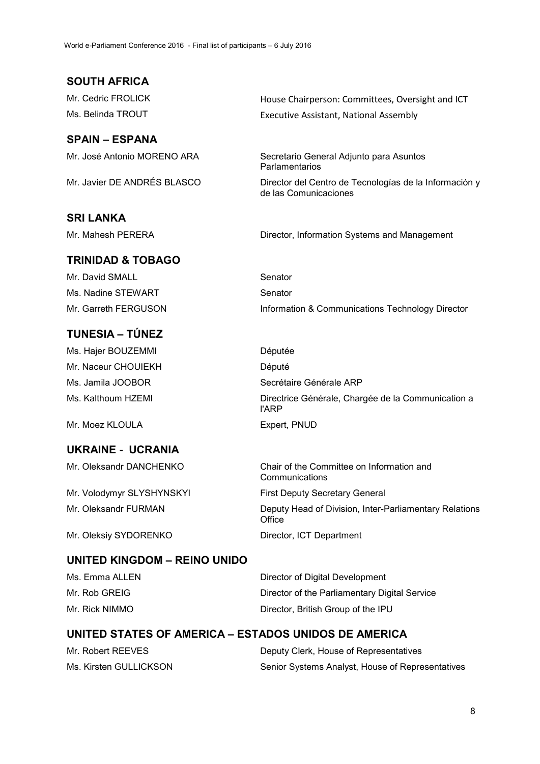## SOUTH AFRICA

| | |
|---|---|
| Mr. Cedric FROLICK | House Chairperson: Committees, Oversight and ICT |
| Ms. Belinda TROUT | Executive Assistant, National Assembly |

## SPAIN – ESPANA

| | |
|---|---|
| Mr. José Antonio MORENO ARA | Secretario General Adjunto para Asuntos Parlamentarios |
| Mr. Javier DE ANDRÉS BLASCO | Director del Centro de Tecnologías de la Información y de las Comunicaciones |

## SRI LANKA

| | |
|---|---|
| Mr. Mahesh PERERA | Director, Information Systems and Management |

## TRINIDAD & TOBAGO

| | |
|---|---|
| Mr. David SMALL | Senator |
| Ms. Nadine STEWART | Senator |
| Mr. Garreth FERGUSON | Information & Communications Technology Director |

## TUNESIA – TÚNEZ

| | |
|---|---|
| Ms. Hajer BOUZEMMI | Députée |
| Mr. Naceur CHOUIEKH | Député |
| Ms. Jamila JOOBOR | Secrétaire Générale ARP |
| Ms. Kalthoum HZEMI | Directrice Générale, Chargée de la Communication a l'ARP |
| Mr. Moez KLOULA | Expert, PNUD |

## UKRAINE - UCRANIA

| | |
|---|---|
| Mr. Oleksandr DANCHENKO | Chair of the Committee on Information and Communications |
| Mr. Volodymyr SLYSHYNSKYI | First Deputy Secretary General |
| Mr. Oleksandr FURMAN | Deputy Head of Division, Inter-Parliamentary Relations Office |
| Mr. Oleksiy SYDORENKO | Director, ICT Department |

## UNITED KINGDOM – REINO UNIDO

| | |
|---|---|
| Ms. Emma ALLEN | Director of Digital Development |
| Mr. Rob GREIG | Director of the Parliamentary Digital Service |
| Mr. Rick NIMMO | Director, British Group of the IPU |

## UNITED STATES OF AMERICA – ESTADOS UNIDOS DE AMERICA

| | |
|---|---|
| Mr. Robert REEVES | Deputy Clerk, House of Representatives |
| Ms. Kirsten GULLICKSON | Senior Systems Analyst, House of Representatives |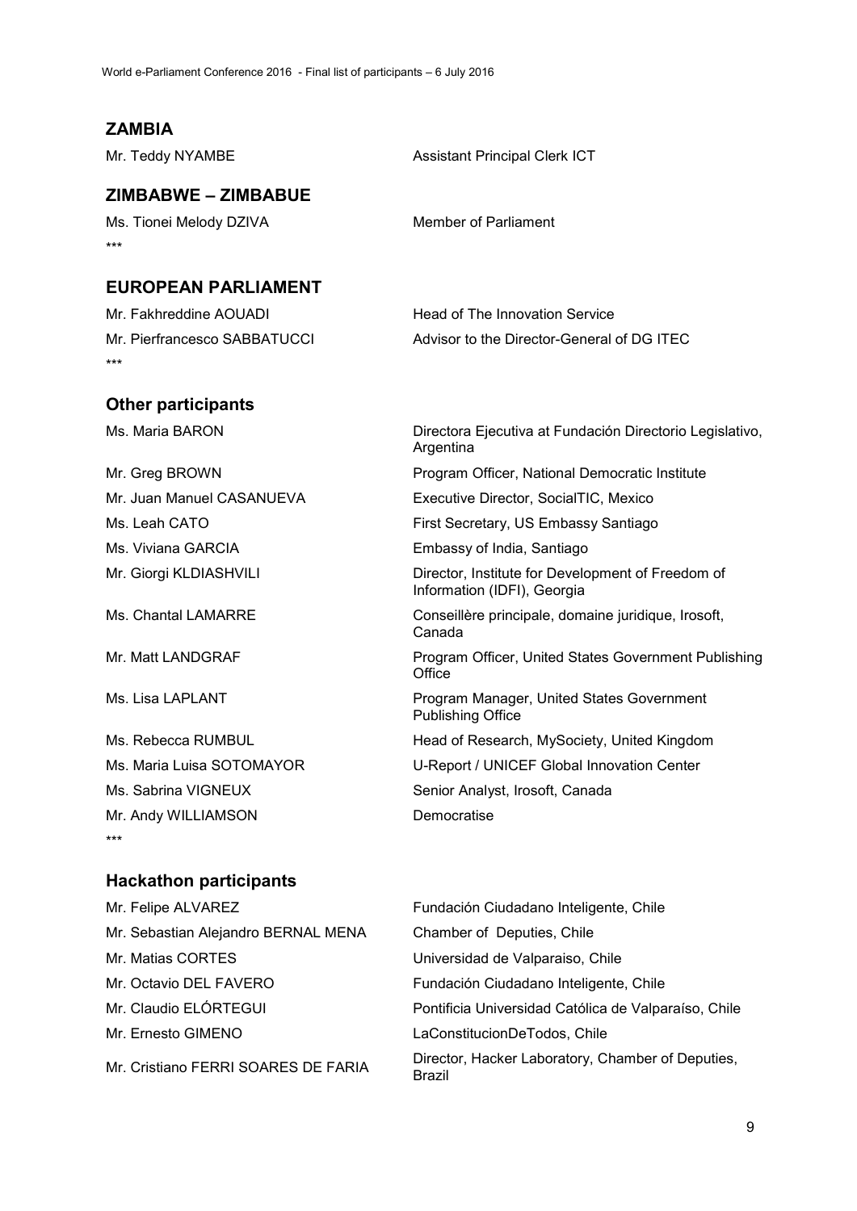## ZAMBIA

| | |
|---|---|
| Mr. Teddy NYAMBE | Assistant Principal Clerk ICT |

## ZIMBABWE – ZIMBABUE

| | |
|---|---|
| Ms. Tionei Melody DZIVA | Member of Parliament |

***

## EUROPEAN PARLIAMENT

| | |
|---|---|
| Mr. Fakhreddine AOUADI | Head of The Innovation Service |
| Mr. Pierfrancesco SABBATUCCI | Advisor to the Director-General of DG ITEC |

***

## Other participants

| | |
|---|---|
| Ms. Maria BARON | Directora Ejecutiva at Fundación Directorio Legislativo, Argentina |
| Mr. Greg BROWN | Program Officer, National Democratic Institute |
| Mr. Juan Manuel CASANUEVA | Executive Director, SocialTIC, Mexico |
| Ms. Leah CATO | First Secretary, US Embassy Santiago |
| Ms. Viviana GARCIA | Embassy of India, Santiago |
| Mr. Giorgi KLDIASHVILI | Director, Institute for Development of Freedom of Information (IDFI), Georgia |
| Ms. Chantal LAMARRE | Conseillère principale, domaine juridique, Irosoft, Canada |
| Mr. Matt LANDGRAF | Program Officer, United States Government Publishing Office |
| Ms. Lisa LAPLANT | Program Manager, United States Government Publishing Office |
| Ms. Rebecca RUMBUL | Head of Research, MySociety, United Kingdom |
| Ms. Maria Luisa SOTOMAYOR | U-Report / UNICEF Global Innovation Center |
| Ms. Sabrina VIGNEUX | Senior Analyst, Irosoft, Canada |
| Mr. Andy WILLIAMSON | Democratise |

***

## Hackathon participants

| | |
|---|---|
| Mr. Felipe ALVAREZ | Fundación Ciudadano Inteligente, Chile |
| Mr. Sebastian Alejandro BERNAL MENA | Chamber of Deputies, Chile |
| Mr. Matias CORTES | Universidad de Valparaiso, Chile |
| Mr. Octavio DEL FAVERO | Fundación Ciudadano Inteligente, Chile |
| Mr. Claudio ELÓRTEGUI | Pontificia Universidad Católica de Valparaíso, Chile |
| Mr. Ernesto GIMENO | LaConstitucionDeTodos, Chile |
| Mr. Cristiano FERRI SOARES DE FARIA | Director, Hacker Laboratory, Chamber of Deputies, Brazil |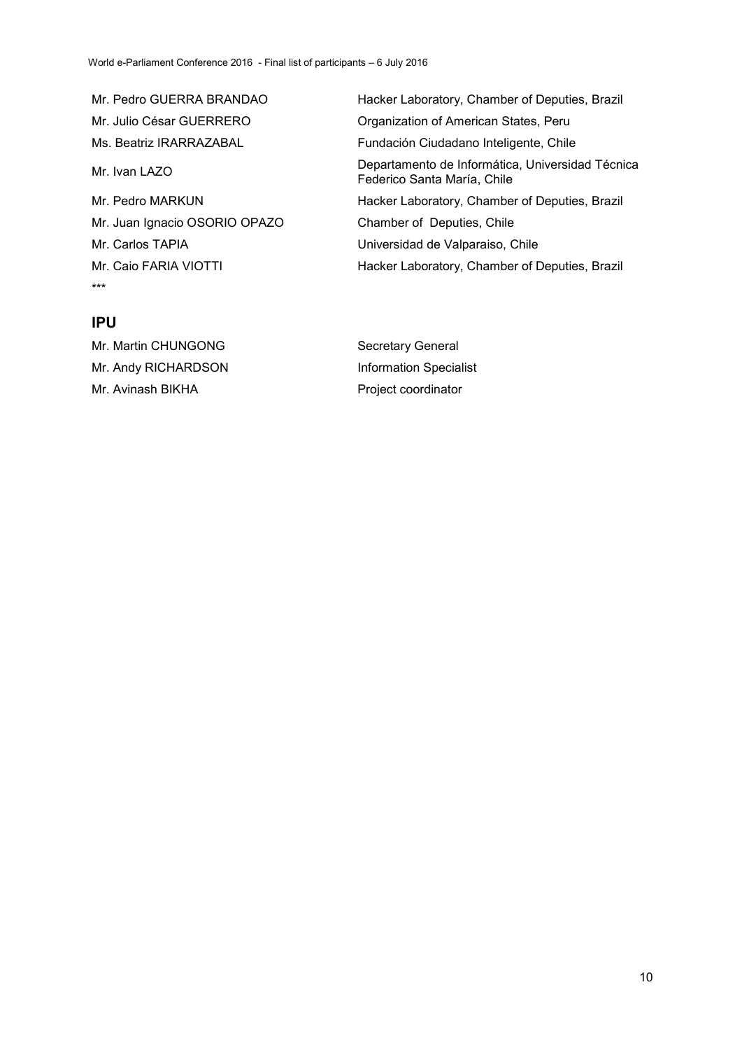| | |
|---|---|
| Mr. Pedro GUERRA BRANDAO | Hacker Laboratory, Chamber of Deputies, Brazil |
| Mr. Julio César GUERRERO | Organization of American States, Peru |
| Ms. Beatriz IRARRAZABAL | Fundación Ciudadano Inteligente, Chile |
| Mr. Ivan LAZO | Departamento de Informática, Universidad Técnica Federico Santa María, Chile |
| Mr. Pedro MARKUN | Hacker Laboratory, Chamber of Deputies, Brazil |
| Mr. Juan Ignacio OSORIO OPAZO | Chamber of Deputies, Chile |
| Mr. Carlos TAPIA | Universidad de Valparaiso, Chile |
| Mr. Caio FARIA VIOTTI | Hacker Laboratory, Chamber of Deputies, Brazil |

***

## IPU

| | |
|---|---|
| Mr. Martin CHUNGONG | Secretary General |
| Mr. Andy RICHARDSON | Information Specialist |
| Mr. Avinash BIKHA | Project coordinator |